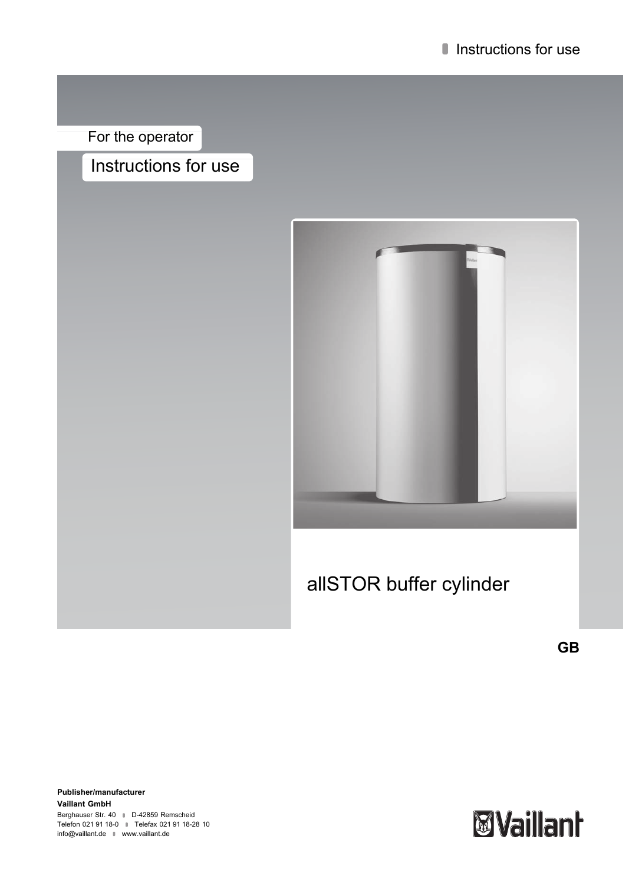Instructions for use

For the operator

# Instructions for use

## allSTOR buffer cylinder

**GB**

**Publisher/manufacturer**

**Vaillant GmbH**

Berghauser Str. 40 ■ D-42859 Remscheid
Telefon 021 91 18-0 ■ Telefax 021 91 18-28 10
info@vaillant.de ■ www.vaillant.de

Vaillant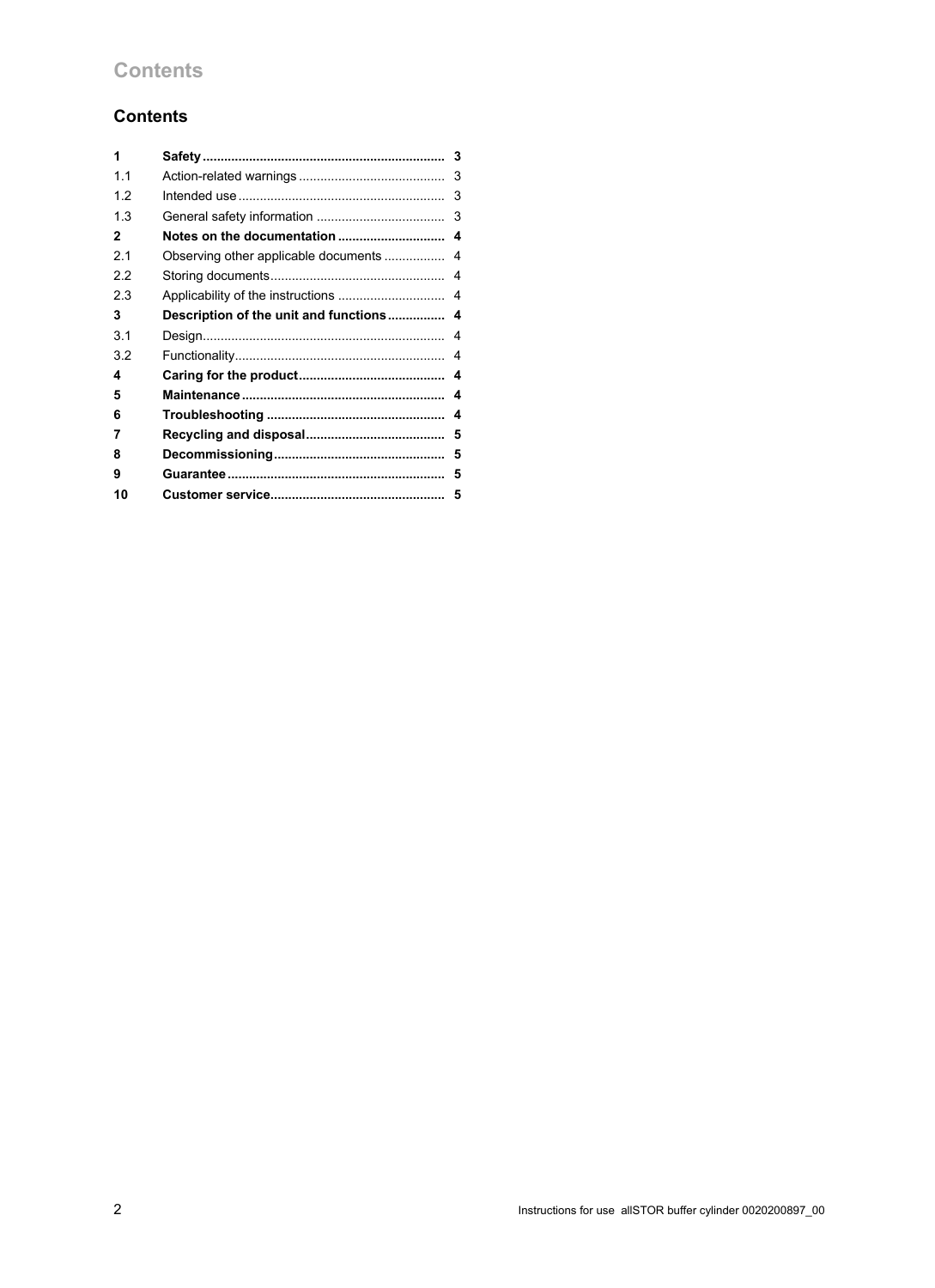# Contents

| | | |
|---|---|---|
| **1** | **Safety** | **3** |
| 1.1 | Action-related warnings | 3 |
| 1.2 | Intended use | 3 |
| 1.3 | General safety information | 3 |
| **2** | **Notes on the documentation** | **4** |
| 2.1 | Observing other applicable documents | 4 |
| 2.2 | Storing documents | 4 |
| 2.3 | Applicability of the instructions | 4 |
| **3** | **Description of the unit and functions** | **4** |
| 3.1 | Design | 4 |
| 3.2 | Functionality | 4 |
| **4** | **Caring for the product** | **4** |
| **5** | **Maintenance** | **4** |
| **6** | **Troubleshooting** | **4** |
| **7** | **Recycling and disposal** | **5** |
| **8** | **Decommissioning** | **5** |
| **9** | **Guarantee** | **5** |
| **10** | **Customer service** | **5** |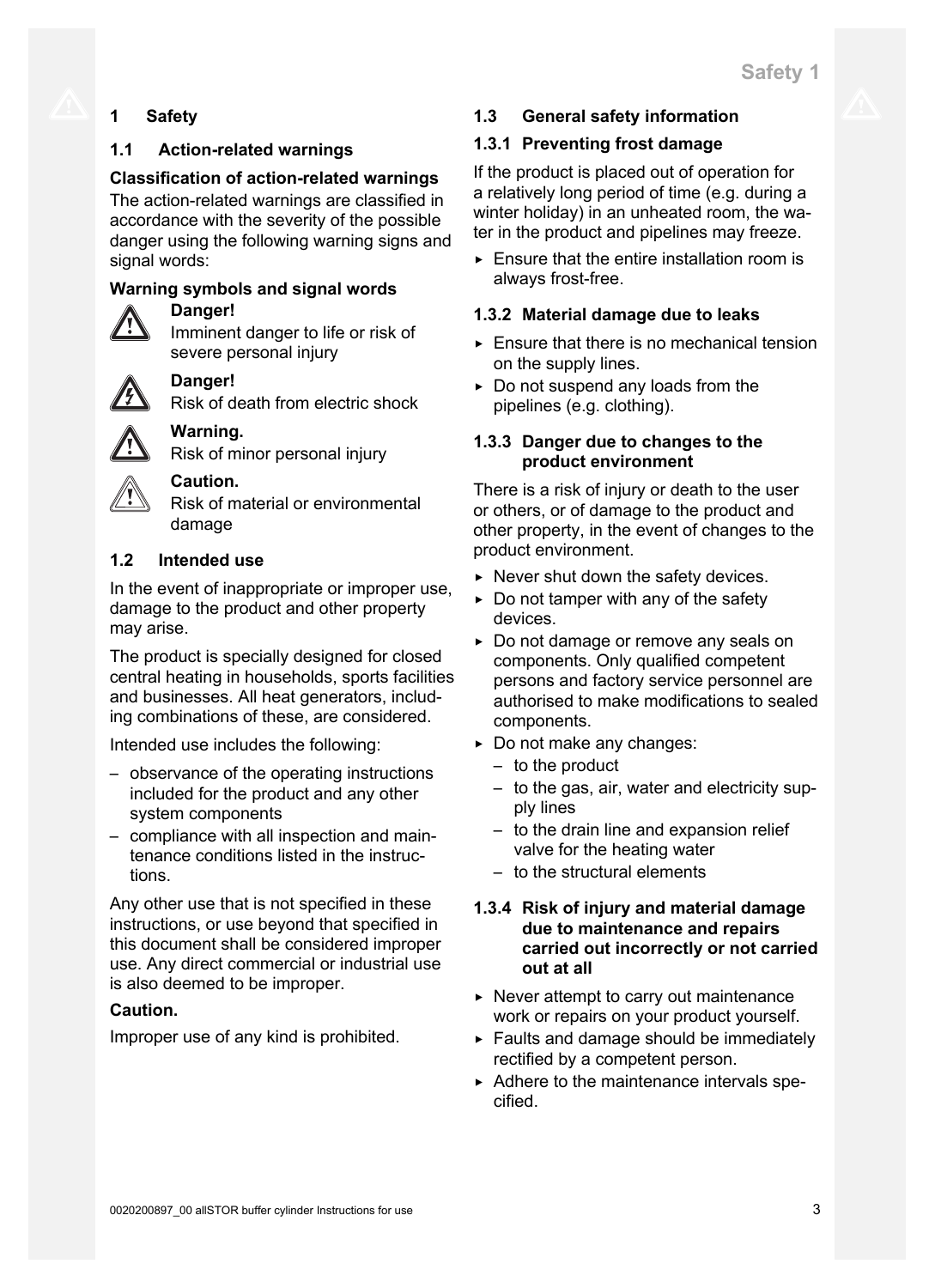# 1 Safety

## 1.1 Action-related warnings

**Classification of action-related warnings**

The action-related warnings are classified in accordance with the severity of the possible danger using the following warning signs and signal words:

**Warning symbols and signal words**

**Danger!**
Imminent danger to life or risk of severe personal injury

**Danger!**
Risk of death from electric shock

**Warning.**
Risk of minor personal injury

**Caution.**
Risk of material or environmental damage

## 1.2 Intended use

In the event of inappropriate or improper use, damage to the product and other property may arise.

The product is specially designed for closed central heating in households, sports facilities and businesses. All heat generators, including combinations of these, are considered.

Intended use includes the following:

- observance of the operating instructions included for the product and any other system components
- compliance with all inspection and maintenance conditions listed in the instructions.

Any other use that is not specified in these instructions, or use beyond that specified in this document shall be considered improper use. Any direct commercial or industrial use is also deemed to be improper.

**Caution.**

Improper use of any kind is prohibited.

## 1.3 General safety information

### 1.3.1 Preventing frost damage

If the product is placed out of operation for a relatively long period of time (e.g. during a winter holiday) in an unheated room, the water in the product and pipelines may freeze.

- Ensure that the entire installation room is always frost-free.

### 1.3.2 Material damage due to leaks

- Ensure that there is no mechanical tension on the supply lines.
- Do not suspend any loads from the pipelines (e.g. clothing).

### 1.3.3 Danger due to changes to the product environment

There is a risk of injury or death to the user or others, or of damage to the product and other property, in the event of changes to the product environment.

- Never shut down the safety devices.
- Do not tamper with any of the safety devices.
- Do not damage or remove any seals on components. Only qualified competent persons and factory service personnel are authorised to make modifications to sealed components.
- Do not make any changes:
  - to the product
  - to the gas, air, water and electricity supply lines
  - to the drain line and expansion relief valve for the heating water
  - to the structural elements

### 1.3.4 Risk of injury and material damage due to maintenance and repairs carried out incorrectly or not carried out at all

- Never attempt to carry out maintenance work or repairs on your product yourself.
- Faults and damage should be immediately rectified by a competent person.
- Adhere to the maintenance intervals specified.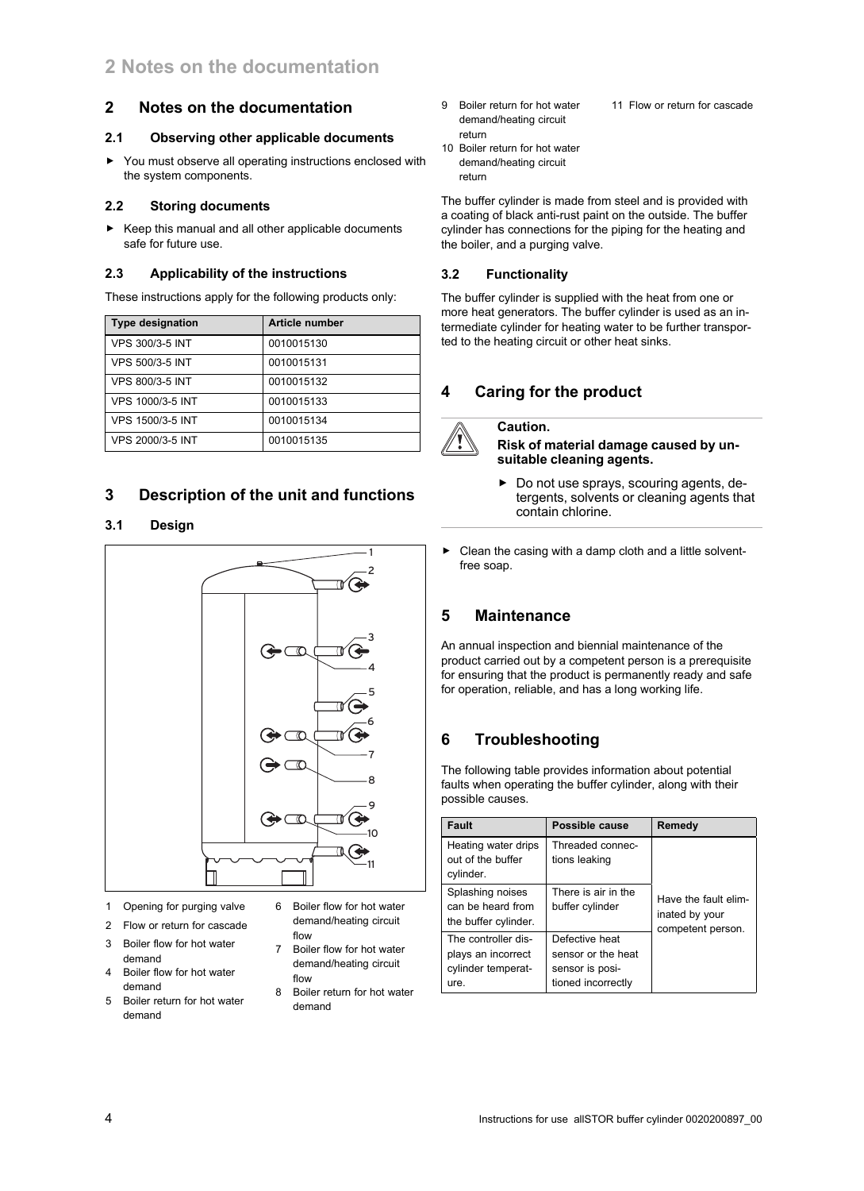## 2 Notes on the documentation

### 2.1 Observing other applicable documents

- You must observe all operating instructions enclosed with the system components.

### 2.2 Storing documents

- Keep this manual and all other applicable documents safe for future use.

### 2.3 Applicability of the instructions

These instructions apply for the following products only:

| Type designation | Article number |
| --- | --- |
| VPS 300/3-5 INT | 0010015130 |
| VPS 500/3-5 INT | 0010015131 |
| VPS 800/3-5 INT | 0010015132 |
| VPS 1000/3-5 INT | 0010015133 |
| VPS 1500/3-5 INT | 0010015134 |
| VPS 2000/3-5 INT | 0010015135 |

## 3 Description of the unit and functions

### 3.1 Design

1 Opening for purging valve
2 Flow or return for cascade
3 Boiler flow for hot water demand
4 Boiler flow for hot water demand
5 Boiler return for hot water demand
6 Boiler flow for hot water demand/heating circuit flow
7 Boiler flow for hot water demand/heating circuit flow
8 Boiler return for hot water demand
9 Boiler return for hot water demand/heating circuit return
10 Boiler return for hot water demand/heating circuit return
11 Flow or return for cascade

The buffer cylinder is made from steel and is provided with a coating of black anti-rust paint on the outside. The buffer cylinder has connections for the piping for the heating and the boiler, and a purging valve.

### 3.2 Functionality

The buffer cylinder is supplied with the heat from one or more heat generators. The buffer cylinder is used as an intermediate cylinder for heating water to be further transported to the heating circuit or other heat sinks.

## 4 Caring for the product

**Caution.**
**Risk of material damage caused by unsuitable cleaning agents.**

- Do not use sprays, scouring agents, detergents, solvents or cleaning agents that contain chlorine.

- Clean the casing with a damp cloth and a little solvent-free soap.

## 5 Maintenance

An annual inspection and biennial maintenance of the product carried out by a competent person is a prerequisite for ensuring that the product is permanently ready and safe for operation, reliable, and has a long working life.

## 6 Troubleshooting

The following table provides information about potential faults when operating the buffer cylinder, along with their possible causes.

| Fault | Possible cause | Remedy |
| --- | --- | --- |
| Heating water drips out of the buffer cylinder. | Threaded connections leaking | Have the fault eliminated by your competent person. |
| Splashing noises can be heard from the buffer cylinder. | There is air in the buffer cylinder | |
| The controller displays an incorrect cylinder temperature. | Defective heat sensor or the heat sensor is positioned incorrectly | |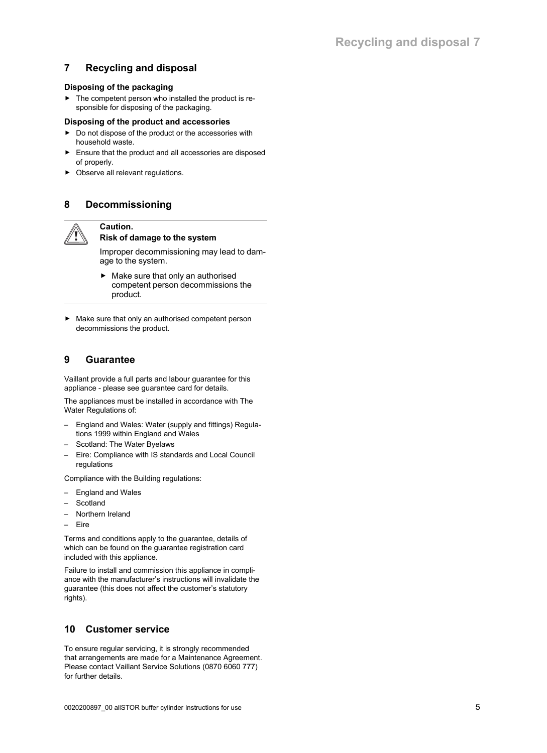## 7 Recycling and disposal

**Disposing of the packaging**

- The competent person who installed the product is responsible for disposing of the packaging.

**Disposing of the product and accessories**

- Do not dispose of the product or the accessories with household waste.
- Ensure that the product and all accessories are disposed of properly.
- Observe all relevant regulations.

## 8 Decommissioning

> **Caution.**
> **Risk of damage to the system**
>
> Improper decommissioning may lead to damage to the system.
>
> - Make sure that only an authorised competent person decommissions the product.

- Make sure that only an authorised competent person decommissions the product.

## 9 Guarantee

Vaillant provide a full parts and labour guarantee for this appliance - please see guarantee card for details.

The appliances must be installed in accordance with The Water Regulations of:

- England and Wales: Water (supply and fittings) Regulations 1999 within England and Wales
- Scotland: The Water Byelaws
- Eire: Compliance with IS standards and Local Council regulations

Compliance with the Building regulations:

- England and Wales
- Scotland
- Northern Ireland
- Eire

Terms and conditions apply to the guarantee, details of which can be found on the guarantee registration card included with this appliance.

Failure to install and commission this appliance in compliance with the manufacturer's instructions will invalidate the guarantee (this does not affect the customer's statutory rights).

## 10 Customer service

To ensure regular servicing, it is strongly recommended that arrangements are made for a Maintenance Agreement. Please contact Vaillant Service Solutions (0870 6060 777) for further details.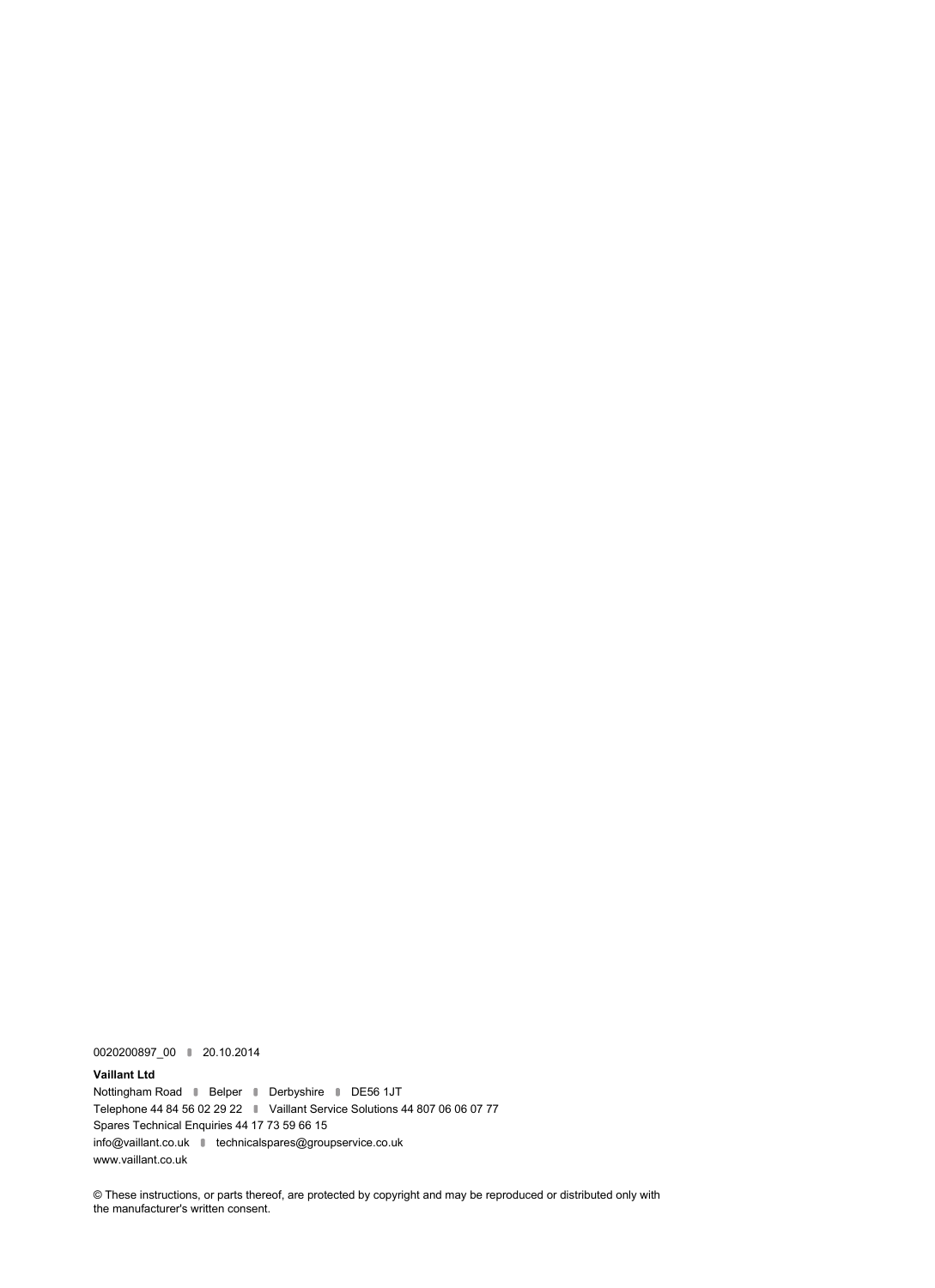0020200897_00 | 20.10.2014

**Vaillant Ltd**

Nottingham Road | Belper | Derbyshire | DE56 1JT

Telephone 44 84 56 02 29 22 | Vaillant Service Solutions 44 807 06 06 07 77

Spares Technical Enquiries 44 17 73 59 66 15

info@vaillant.co.uk | technicalspares@groupservice.co.uk

www.vaillant.co.uk

© These instructions, or parts thereof, are protected by copyright and may be reproduced or distributed only with the manufacturer's written consent.